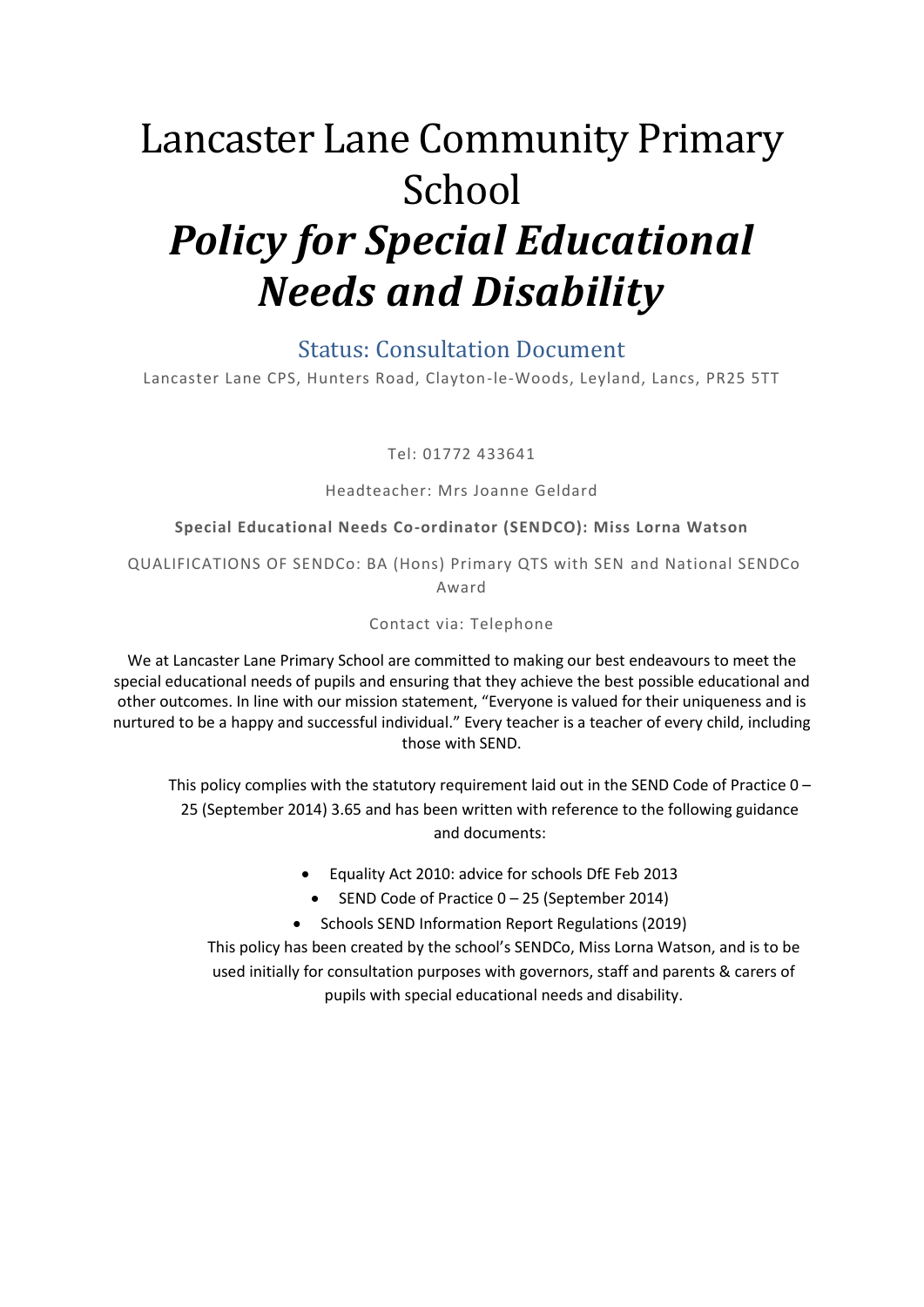# Lancaster Lane Community Primary School

# ***Policy for Special Educational Needs and Disability***

## Status: Consultation Document

Lancaster Lane CPS, Hunters Road, Clayton-le-Woods, Leyland, Lancs, PR25 5TT

Tel: 01772 433641

Headteacher: Mrs Joanne Geldard

**Special Educational Needs Co-ordinator (SENDCO): Miss Lorna Watson**

QUALIFICATIONS OF SENDCo: BA (Hons) Primary QTS with SEN and National SENDCo Award

Contact via: Telephone

We at Lancaster Lane Primary School are committed to making our best endeavours to meet the special educational needs of pupils and ensuring that they achieve the best possible educational and other outcomes. In line with our mission statement, "Everyone is valued for their uniqueness and is nurtured to be a happy and successful individual." Every teacher is a teacher of every child, including those with SEND.

This policy complies with the statutory requirement laid out in the SEND Code of Practice 0 – 25 (September 2014) 3.65 and has been written with reference to the following guidance and documents:

- Equality Act 2010: advice for schools DfE Feb 2013
- SEND Code of Practice 0 – 25 (September 2014)
- Schools SEND Information Report Regulations (2019)

This policy has been created by the school's SENDCo, Miss Lorna Watson, and is to be used initially for consultation purposes with governors, staff and parents & carers of pupils with special educational needs and disability.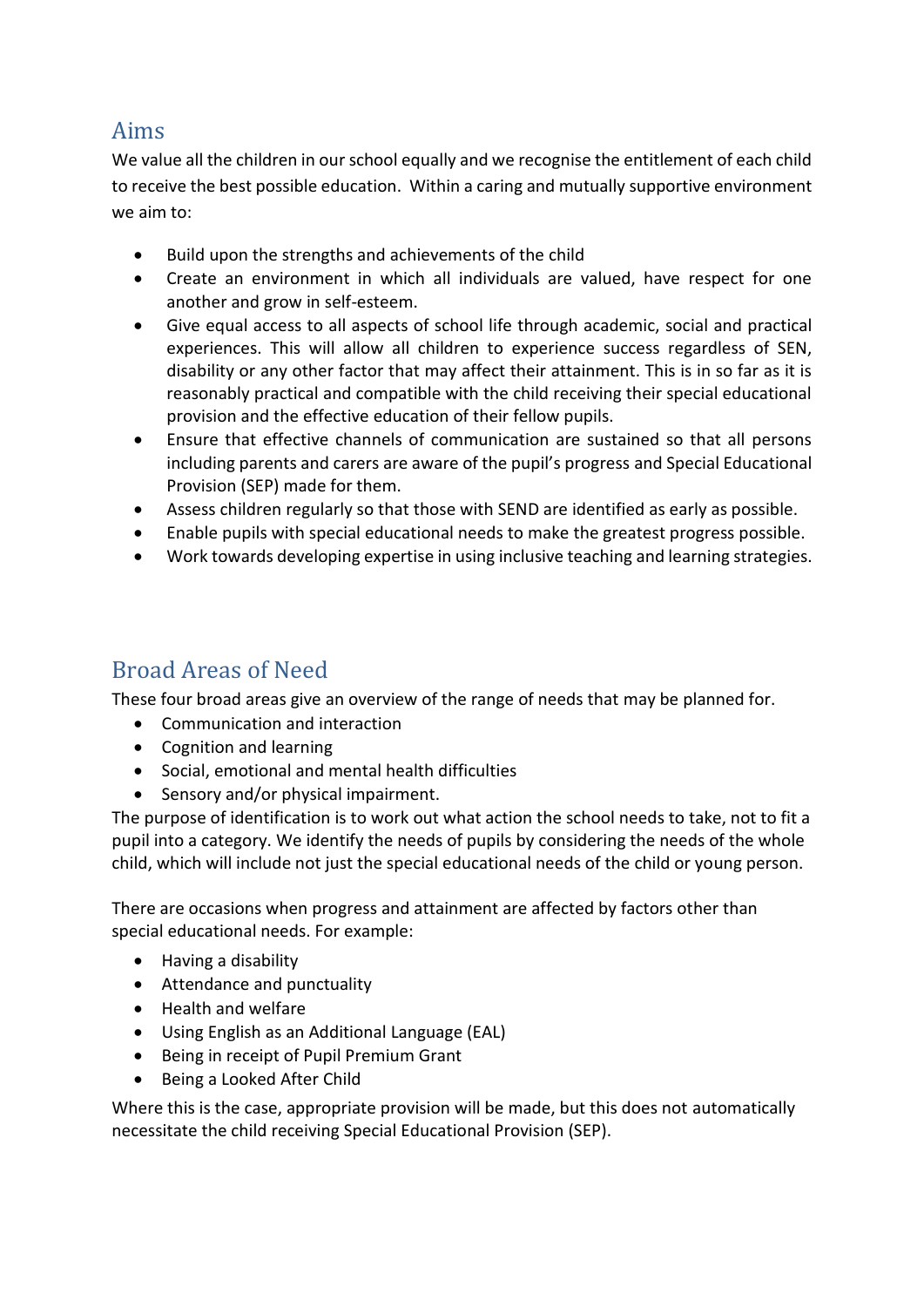## Aims

We value all the children in our school equally and we recognise the entitlement of each child to receive the best possible education. Within a caring and mutually supportive environment we aim to:

- Build upon the strengths and achievements of the child
- Create an environment in which all individuals are valued, have respect for one another and grow in self-esteem.
- Give equal access to all aspects of school life through academic, social and practical experiences. This will allow all children to experience success regardless of SEN, disability or any other factor that may affect their attainment. This is in so far as it is reasonably practical and compatible with the child receiving their special educational provision and the effective education of their fellow pupils.
- Ensure that effective channels of communication are sustained so that all persons including parents and carers are aware of the pupil's progress and Special Educational Provision (SEP) made for them.
- Assess children regularly so that those with SEND are identified as early as possible.
- Enable pupils with special educational needs to make the greatest progress possible.
- Work towards developing expertise in using inclusive teaching and learning strategies.

## Broad Areas of Need

These four broad areas give an overview of the range of needs that may be planned for.

- Communication and interaction
- Cognition and learning
- Social, emotional and mental health difficulties
- Sensory and/or physical impairment.

The purpose of identification is to work out what action the school needs to take, not to fit a pupil into a category. We identify the needs of pupils by considering the needs of the whole child, which will include not just the special educational needs of the child or young person.

There are occasions when progress and attainment are affected by factors other than special educational needs. For example:

- Having a disability
- Attendance and punctuality
- Health and welfare
- Using English as an Additional Language (EAL)
- Being in receipt of Pupil Premium Grant
- Being a Looked After Child

Where this is the case, appropriate provision will be made, but this does not automatically necessitate the child receiving Special Educational Provision (SEP).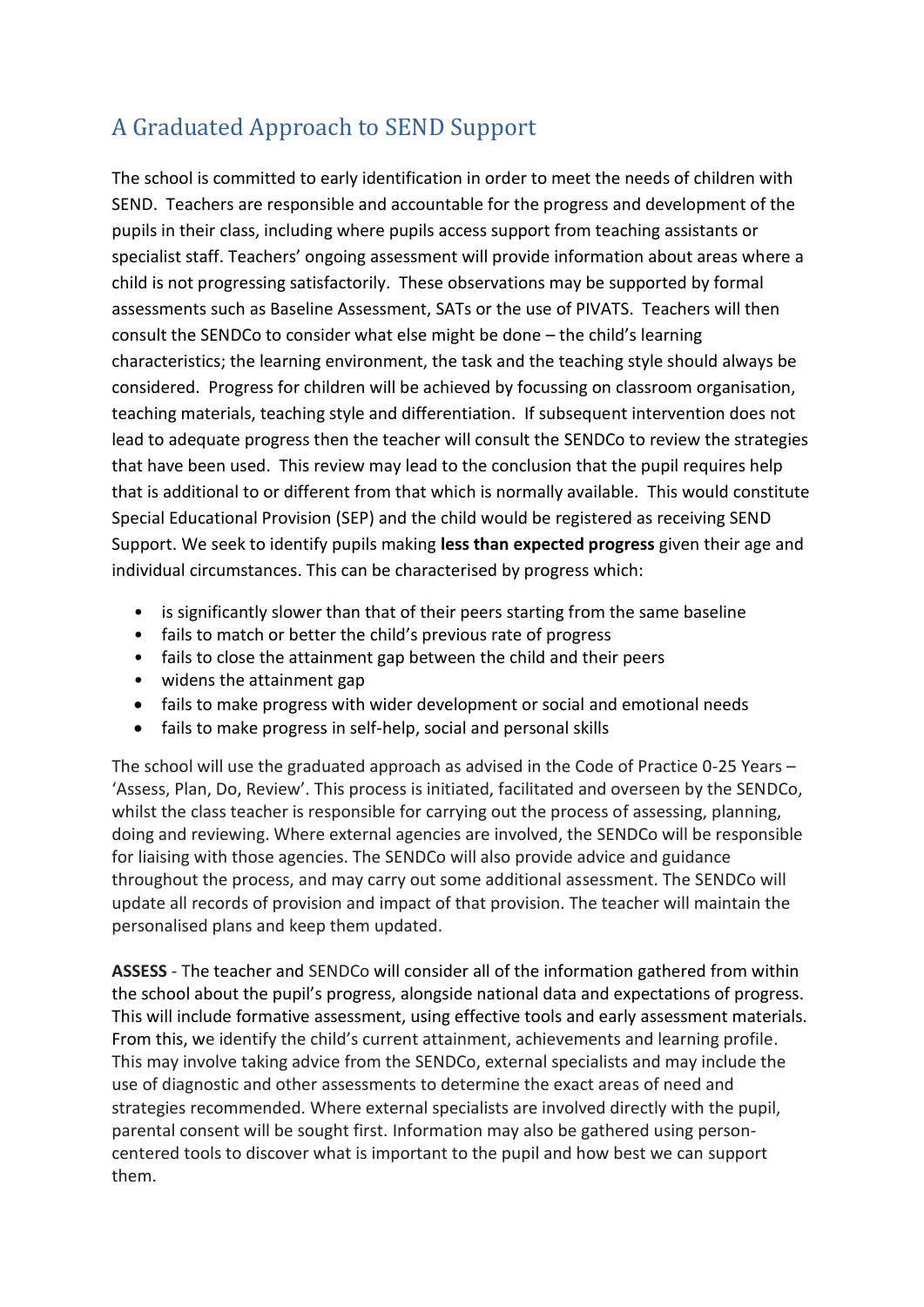## A Graduated Approach to SEND Support

The school is committed to early identification in order to meet the needs of children with SEND. Teachers are responsible and accountable for the progress and development of the pupils in their class, including where pupils access support from teaching assistants or specialist staff. Teachers' ongoing assessment will provide information about areas where a child is not progressing satisfactorily. These observations may be supported by formal assessments such as Baseline Assessment, SATs or the use of PIVATS. Teachers will then consult the SENDCo to consider what else might be done – the child's learning characteristics; the learning environment, the task and the teaching style should always be considered. Progress for children will be achieved by focussing on classroom organisation, teaching materials, teaching style and differentiation. If subsequent intervention does not lead to adequate progress then the teacher will consult the SENDCo to review the strategies that have been used. This review may lead to the conclusion that the pupil requires help that is additional to or different from that which is normally available. This would constitute Special Educational Provision (SEP) and the child would be registered as receiving SEND Support. We seek to identify pupils making **less than expected progress** given their age and individual circumstances. This can be characterised by progress which:

- is significantly slower than that of their peers starting from the same baseline
- fails to match or better the child's previous rate of progress
- fails to close the attainment gap between the child and their peers
- widens the attainment gap
- fails to make progress with wider development or social and emotional needs
- fails to make progress in self-help, social and personal skills

The school will use the graduated approach as advised in the Code of Practice 0-25 Years – 'Assess, Plan, Do, Review'. This process is initiated, facilitated and overseen by the SENDCo, whilst the class teacher is responsible for carrying out the process of assessing, planning, doing and reviewing. Where external agencies are involved, the SENDCo will be responsible for liaising with those agencies. The SENDCo will also provide advice and guidance throughout the process, and may carry out some additional assessment. The SENDCo will update all records of provision and impact of that provision. The teacher will maintain the personalised plans and keep them updated.

**ASSESS** - The teacher and SENDCo will consider all of the information gathered from within the school about the pupil's progress, alongside national data and expectations of progress. This will include formative assessment, using effective tools and early assessment materials. From this, we identify the child's current attainment, achievements and learning profile. This may involve taking advice from the SENDCo, external specialists and may include the use of diagnostic and other assessments to determine the exact areas of need and strategies recommended. Where external specialists are involved directly with the pupil, parental consent will be sought first. Information may also be gathered using person-centered tools to discover what is important to the pupil and how best we can support them.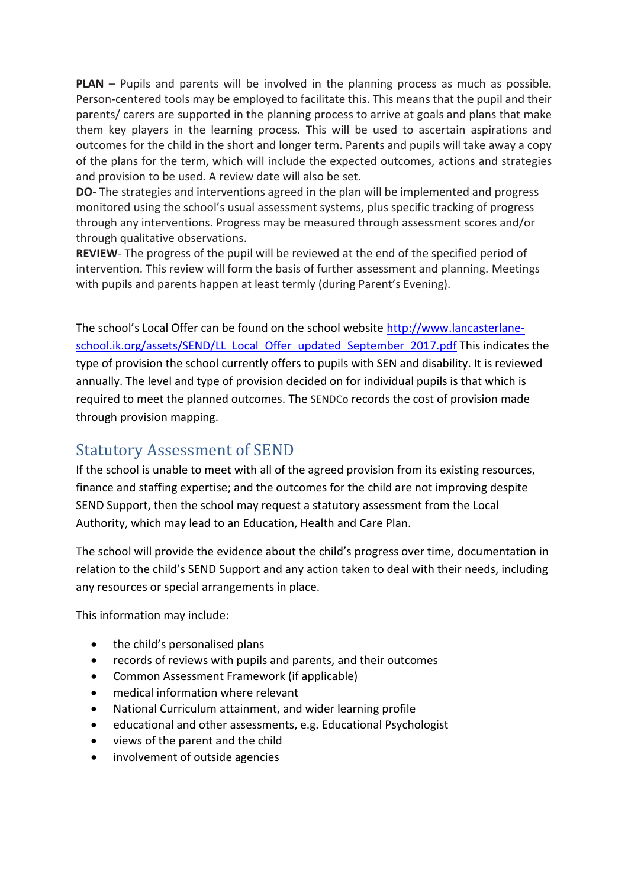**PLAN** – Pupils and parents will be involved in the planning process as much as possible. Person-centered tools may be employed to facilitate this. This means that the pupil and their parents/ carers are supported in the planning process to arrive at goals and plans that make them key players in the learning process. This will be used to ascertain aspirations and outcomes for the child in the short and longer term. Parents and pupils will take away a copy of the plans for the term, which will include the expected outcomes, actions and strategies and provision to be used. A review date will also be set.

**DO**- The strategies and interventions agreed in the plan will be implemented and progress monitored using the school's usual assessment systems, plus specific tracking of progress through any interventions. Progress may be measured through assessment scores and/or through qualitative observations.

**REVIEW**- The progress of the pupil will be reviewed at the end of the specified period of intervention. This review will form the basis of further assessment and planning. Meetings with pupils and parents happen at least termly (during Parent's Evening).

The school's Local Offer can be found on the school website [http://www.lancasterlane-school.ik.org/assets/SEND/LL_Local_Offer_updated_September_2017.pdf](http://www.lancasterlane-school.ik.org/assets/SEND/LL_Local_Offer_updated_September_2017.pdf) This indicates the type of provision the school currently offers to pupils with SEN and disability. It is reviewed annually. The level and type of provision decided on for individual pupils is that which is required to meet the planned outcomes. The SENDCo records the cost of provision made through provision mapping.

## Statutory Assessment of SEND

If the school is unable to meet with all of the agreed provision from its existing resources, finance and staffing expertise; and the outcomes for the child are not improving despite SEND Support, then the school may request a statutory assessment from the Local Authority, which may lead to an Education, Health and Care Plan.

The school will provide the evidence about the child's progress over time, documentation in relation to the child's SEND Support and any action taken to deal with their needs, including any resources or special arrangements in place.

This information may include:

- the child's personalised plans
- records of reviews with pupils and parents, and their outcomes
- Common Assessment Framework (if applicable)
- medical information where relevant
- National Curriculum attainment, and wider learning profile
- educational and other assessments, e.g. Educational Psychologist
- views of the parent and the child
- involvement of outside agencies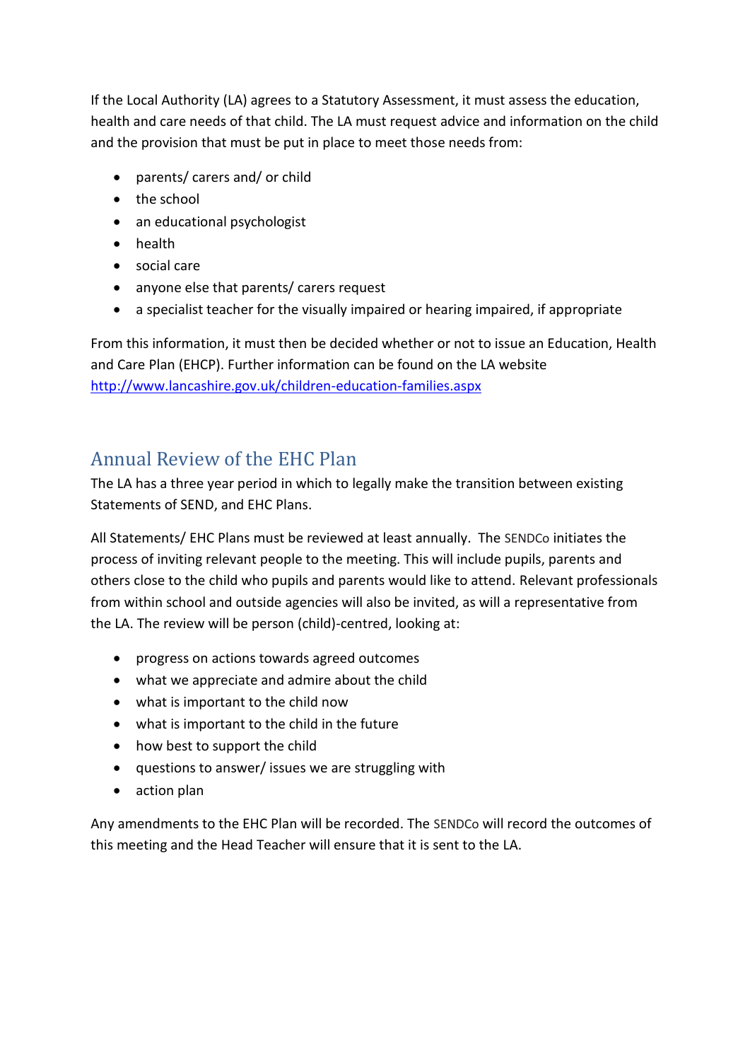If the Local Authority (LA) agrees to a Statutory Assessment, it must assess the education, health and care needs of that child. The LA must request advice and information on the child and the provision that must be put in place to meet those needs from:

- parents/ carers and/ or child
- the school
- an educational psychologist
- health
- social care
- anyone else that parents/ carers request
- a specialist teacher for the visually impaired or hearing impaired, if appropriate

From this information, it must then be decided whether or not to issue an Education, Health and Care Plan (EHCP). Further information can be found on the LA website [http://www.lancashire.gov.uk/children-education-families.aspx](http://www.lancashire.gov.uk/children-education-families.aspx)

## Annual Review of the EHC Plan

The LA has a three year period in which to legally make the transition between existing Statements of SEND, and EHC Plans.

All Statements/ EHC Plans must be reviewed at least annually. The SENDCo initiates the process of inviting relevant people to the meeting. This will include pupils, parents and others close to the child who pupils and parents would like to attend. Relevant professionals from within school and outside agencies will also be invited, as will a representative from the LA. The review will be person (child)-centred, looking at:

- progress on actions towards agreed outcomes
- what we appreciate and admire about the child
- what is important to the child now
- what is important to the child in the future
- how best to support the child
- questions to answer/ issues we are struggling with
- action plan

Any amendments to the EHC Plan will be recorded. The SENDCo will record the outcomes of this meeting and the Head Teacher will ensure that it is sent to the LA.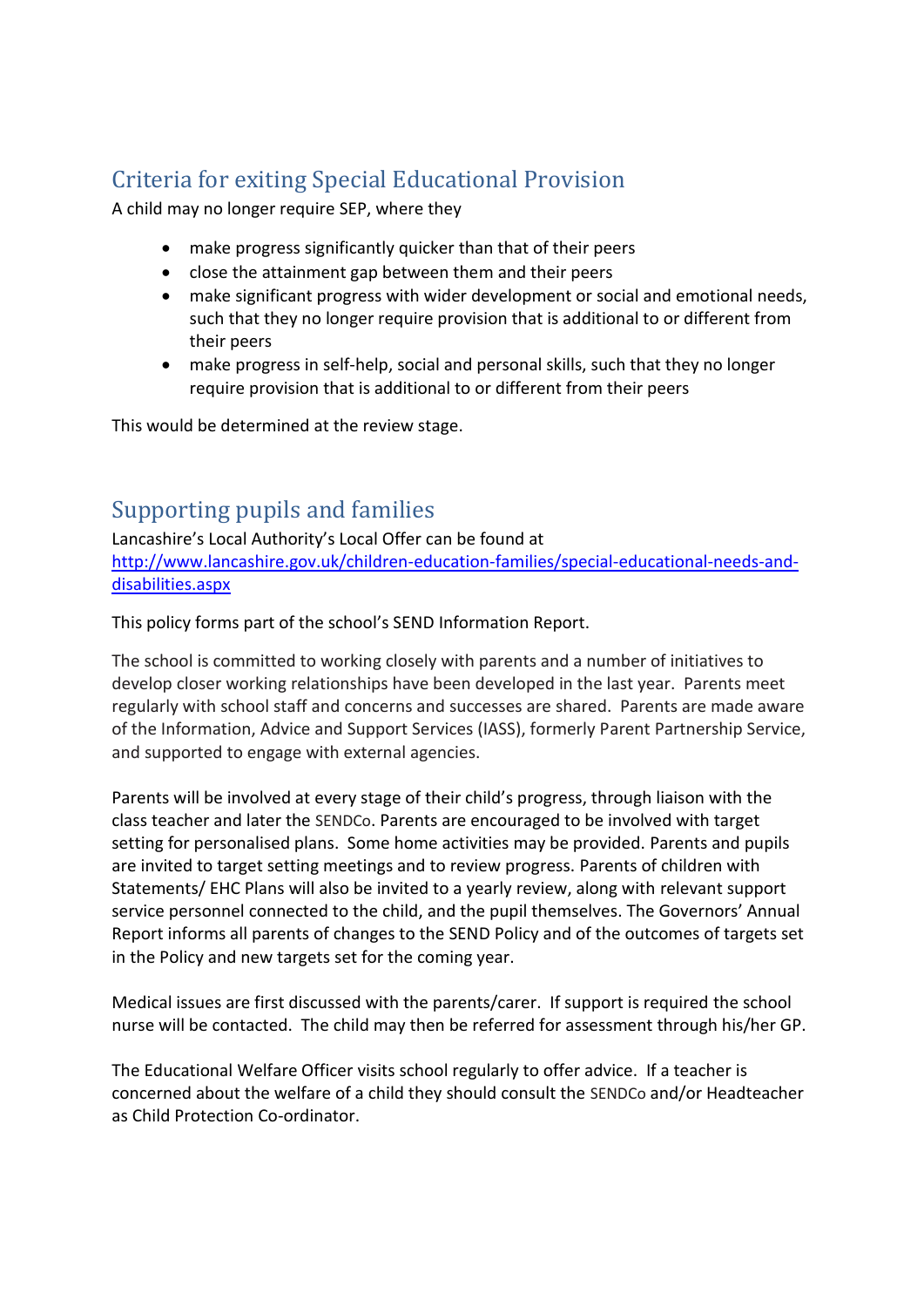## Criteria for exiting Special Educational Provision

A child may no longer require SEP, where they

- make progress significantly quicker than that of their peers
- close the attainment gap between them and their peers
- make significant progress with wider development or social and emotional needs, such that they no longer require provision that is additional to or different from their peers
- make progress in self-help, social and personal skills, such that they no longer require provision that is additional to or different from their peers

This would be determined at the review stage.

## Supporting pupils and families

Lancashire's Local Authority's Local Offer can be found at [http://www.lancashire.gov.uk/children-education-families/special-educational-needs-and-disabilities.aspx](http://www.lancashire.gov.uk/children-education-families/special-educational-needs-and-disabilities.aspx)

This policy forms part of the school's SEND Information Report.

The school is committed to working closely with parents and a number of initiatives to develop closer working relationships have been developed in the last year. Parents meet regularly with school staff and concerns and successes are shared. Parents are made aware of the Information, Advice and Support Services (IASS), formerly Parent Partnership Service, and supported to engage with external agencies.

Parents will be involved at every stage of their child's progress, through liaison with the class teacher and later the SENDCo. Parents are encouraged to be involved with target setting for personalised plans. Some home activities may be provided. Parents and pupils are invited to target setting meetings and to review progress. Parents of children with Statements/ EHC Plans will also be invited to a yearly review, along with relevant support service personnel connected to the child, and the pupil themselves. The Governors' Annual Report informs all parents of changes to the SEND Policy and of the outcomes of targets set in the Policy and new targets set for the coming year.

Medical issues are first discussed with the parents/carer. If support is required the school nurse will be contacted. The child may then be referred for assessment through his/her GP.

The Educational Welfare Officer visits school regularly to offer advice. If a teacher is concerned about the welfare of a child they should consult the SENDCo and/or Headteacher as Child Protection Co-ordinator.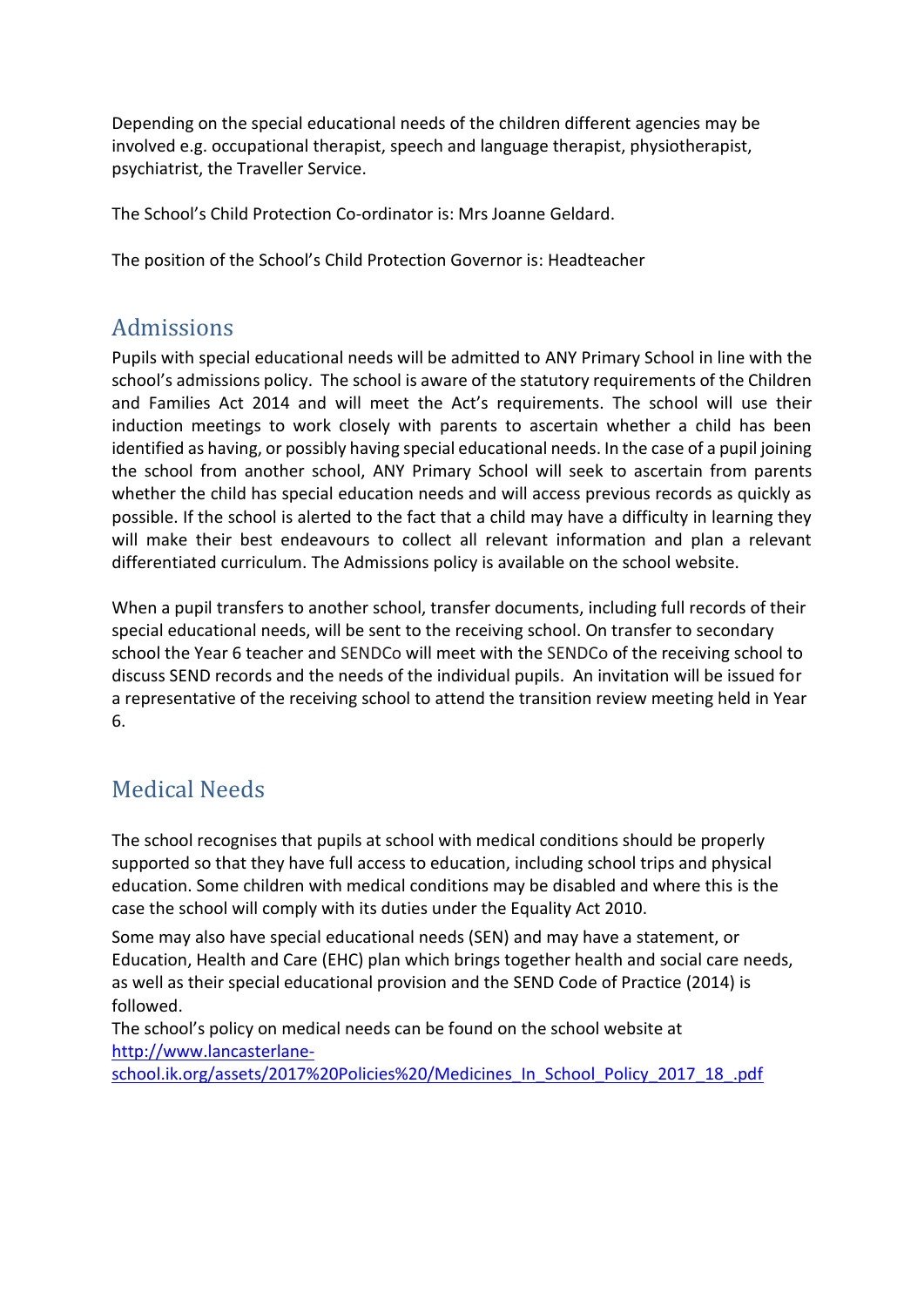Depending on the special educational needs of the children different agencies may be involved e.g. occupational therapist, speech and language therapist, physiotherapist, psychiatrist, the Traveller Service.

The School's Child Protection Co-ordinator is: Mrs Joanne Geldard.

The position of the School's Child Protection Governor is: Headteacher

## Admissions

Pupils with special educational needs will be admitted to ANY Primary School in line with the school's admissions policy. The school is aware of the statutory requirements of the Children and Families Act 2014 and will meet the Act's requirements. The school will use their induction meetings to work closely with parents to ascertain whether a child has been identified as having, or possibly having special educational needs. In the case of a pupil joining the school from another school, ANY Primary School will seek to ascertain from parents whether the child has special education needs and will access previous records as quickly as possible. If the school is alerted to the fact that a child may have a difficulty in learning they will make their best endeavours to collect all relevant information and plan a relevant differentiated curriculum. The Admissions policy is available on the school website.

When a pupil transfers to another school, transfer documents, including full records of their special educational needs, will be sent to the receiving school. On transfer to secondary school the Year 6 teacher and SENDCo will meet with the SENDCo of the receiving school to discuss SEND records and the needs of the individual pupils. An invitation will be issued for a representative of the receiving school to attend the transition review meeting held in Year 6.

## Medical Needs

The school recognises that pupils at school with medical conditions should be properly supported so that they have full access to education, including school trips and physical education. Some children with medical conditions may be disabled and where this is the case the school will comply with its duties under the Equality Act 2010.

Some may also have special educational needs (SEN) and may have a statement, or Education, Health and Care (EHC) plan which brings together health and social care needs, as well as their special educational provision and the SEND Code of Practice (2014) is followed.

The school's policy on medical needs can be found on the school website at [http://www.lancasterlane-school.ik.org/assets/2017%20Policies%20/Medicines_In_School_Policy_2017_18_.pdf](http://www.lancasterlane-school.ik.org/assets/2017%20Policies%20/Medicines_In_School_Policy_2017_18_.pdf)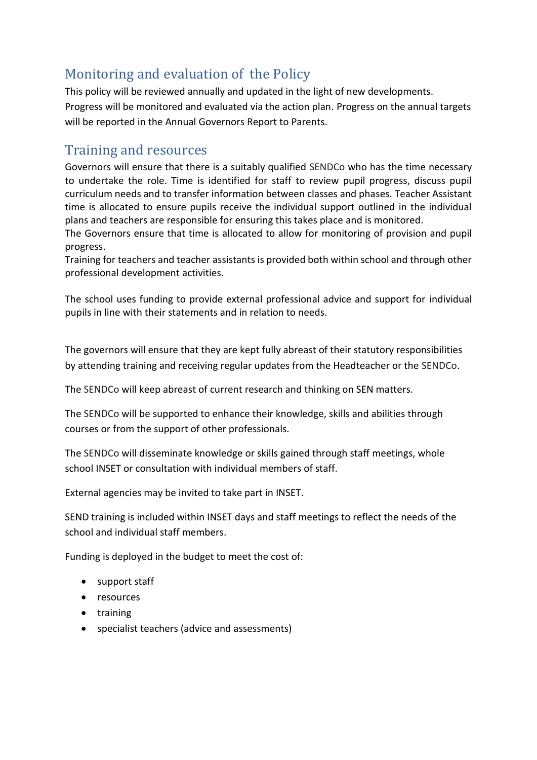## Monitoring and evaluation of the Policy

This policy will be reviewed annually and updated in the light of new developments. Progress will be monitored and evaluated via the action plan. Progress on the annual targets will be reported in the Annual Governors Report to Parents.

## Training and resources

Governors will ensure that there is a suitably qualified SENDCo who has the time necessary to undertake the role. Time is identified for staff to review pupil progress, discuss pupil curriculum needs and to transfer information between classes and phases. Teacher Assistant time is allocated to ensure pupils receive the individual support outlined in the individual plans and teachers are responsible for ensuring this takes place and is monitored.
The Governors ensure that time is allocated to allow for monitoring of provision and pupil progress.
Training for teachers and teacher assistants is provided both within school and through other professional development activities.

The school uses funding to provide external professional advice and support for individual pupils in line with their statements and in relation to needs.

The governors will ensure that they are kept fully abreast of their statutory responsibilities by attending training and receiving regular updates from the Headteacher or the SENDCo.

The SENDCo will keep abreast of current research and thinking on SEN matters.

The SENDCo will be supported to enhance their knowledge, skills and abilities through courses or from the support of other professionals.

The SENDCo will disseminate knowledge or skills gained through staff meetings, whole school INSET or consultation with individual members of staff.

External agencies may be invited to take part in INSET.

SEND training is included within INSET days and staff meetings to reflect the needs of the school and individual staff members.

Funding is deployed in the budget to meet the cost of:

- support staff
- resources
- training
- specialist teachers (advice and assessments)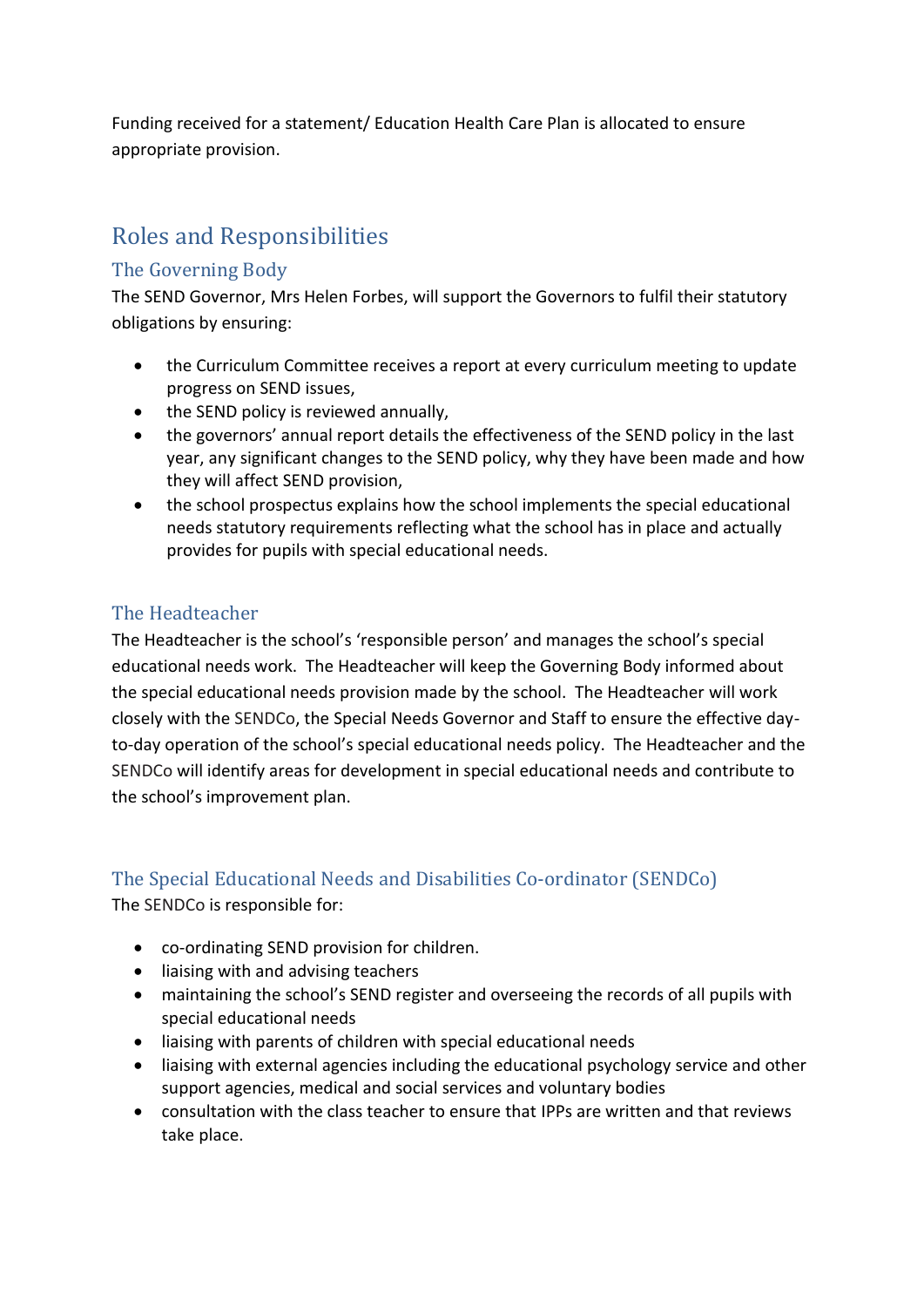Funding received for a statement/ Education Health Care Plan is allocated to ensure appropriate provision.

## Roles and Responsibilities

### The Governing Body

The SEND Governor, Mrs Helen Forbes, will support the Governors to fulfil their statutory obligations by ensuring:

- the Curriculum Committee receives a report at every curriculum meeting to update progress on SEND issues,
- the SEND policy is reviewed annually,
- the governors' annual report details the effectiveness of the SEND policy in the last year, any significant changes to the SEND policy, why they have been made and how they will affect SEND provision,
- the school prospectus explains how the school implements the special educational needs statutory requirements reflecting what the school has in place and actually provides for pupils with special educational needs.

### The Headteacher

The Headteacher is the school's 'responsible person' and manages the school's special educational needs work. The Headteacher will keep the Governing Body informed about the special educational needs provision made by the school. The Headteacher will work closely with the SENDCo, the Special Needs Governor and Staff to ensure the effective day-to-day operation of the school's special educational needs policy. The Headteacher and the SENDCo will identify areas for development in special educational needs and contribute to the school's improvement plan.

### The Special Educational Needs and Disabilities Co-ordinator (SENDCo)

The SENDCo is responsible for:

- co-ordinating SEND provision for children.
- liaising with and advising teachers
- maintaining the school's SEND register and overseeing the records of all pupils with special educational needs
- liaising with parents of children with special educational needs
- liaising with external agencies including the educational psychology service and other support agencies, medical and social services and voluntary bodies
- consultation with the class teacher to ensure that IPPs are written and that reviews take place.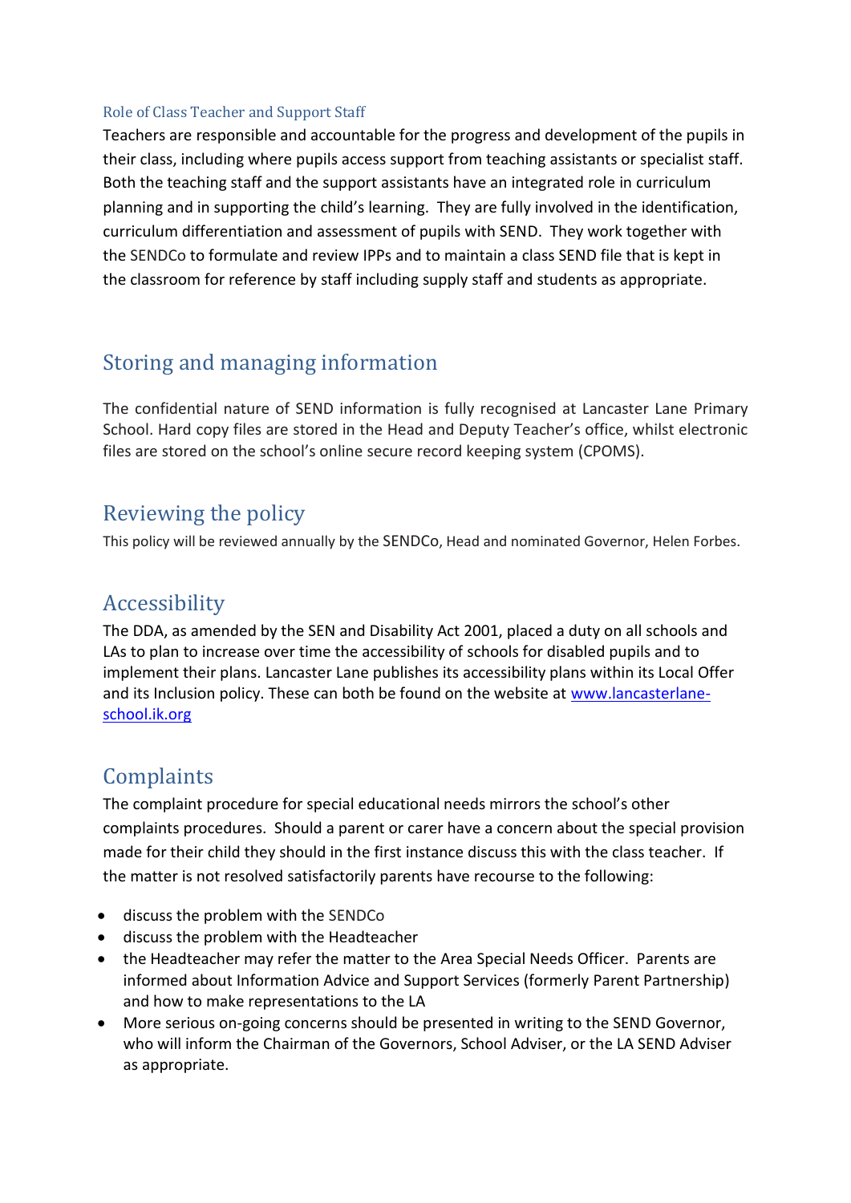### Role of Class Teacher and Support Staff

Teachers are responsible and accountable for the progress and development of the pupils in their class, including where pupils access support from teaching assistants or specialist staff. Both the teaching staff and the support assistants have an integrated role in curriculum planning and in supporting the child's learning. They are fully involved in the identification, curriculum differentiation and assessment of pupils with SEND. They work together with the SENDCo to formulate and review IPPs and to maintain a class SEND file that is kept in the classroom for reference by staff including supply staff and students as appropriate.

## Storing and managing information

The confidential nature of SEND information is fully recognised at Lancaster Lane Primary School. Hard copy files are stored in the Head and Deputy Teacher's office, whilst electronic files are stored on the school's online secure record keeping system (CPOMS).

## Reviewing the policy

This policy will be reviewed annually by the SENDCo, Head and nominated Governor, Helen Forbes.

## Accessibility

The DDA, as amended by the SEN and Disability Act 2001, placed a duty on all schools and LAs to plan to increase over time the accessibility of schools for disabled pupils and to implement their plans. Lancaster Lane publishes its accessibility plans within its Local Offer and its Inclusion policy. These can both be found on the website at [www.lancasterlane-school.ik.org](www.lancasterlane-school.ik.org)

## Complaints

The complaint procedure for special educational needs mirrors the school's other complaints procedures. Should a parent or carer have a concern about the special provision made for their child they should in the first instance discuss this with the class teacher. If the matter is not resolved satisfactorily parents have recourse to the following:

- discuss the problem with the SENDCo
- discuss the problem with the Headteacher
- the Headteacher may refer the matter to the Area Special Needs Officer. Parents are informed about Information Advice and Support Services (formerly Parent Partnership) and how to make representations to the LA
- More serious on-going concerns should be presented in writing to the SEND Governor, who will inform the Chairman of the Governors, School Adviser, or the LA SEND Adviser as appropriate.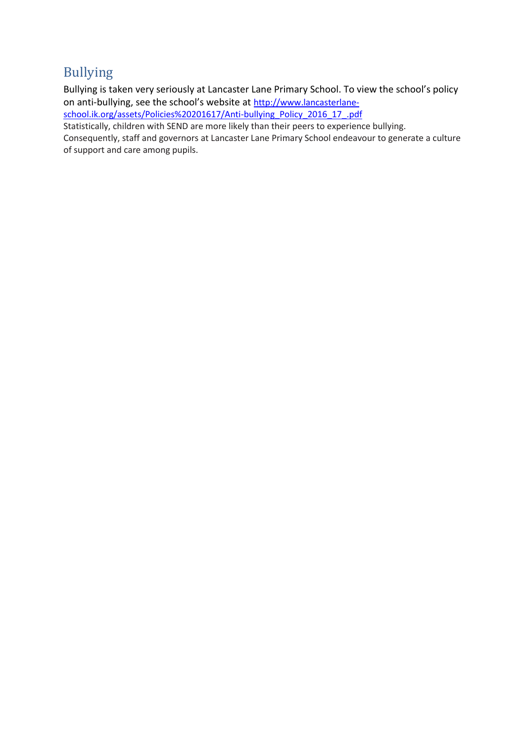## Bullying

Bullying is taken very seriously at Lancaster Lane Primary School. To view the school's policy on anti-bullying, see the school's website at [http://www.lancasterlane-school.ik.org/assets/Policies%20201617/Anti-bullying_Policy_2016_17_.pdf](http://www.lancasterlane-school.ik.org/assets/Policies%20201617/Anti-bullying_Policy_2016_17_.pdf)

Statistically, children with SEND are more likely than their peers to experience bullying. Consequently, staff and governors at Lancaster Lane Primary School endeavour to generate a culture of support and care among pupils.